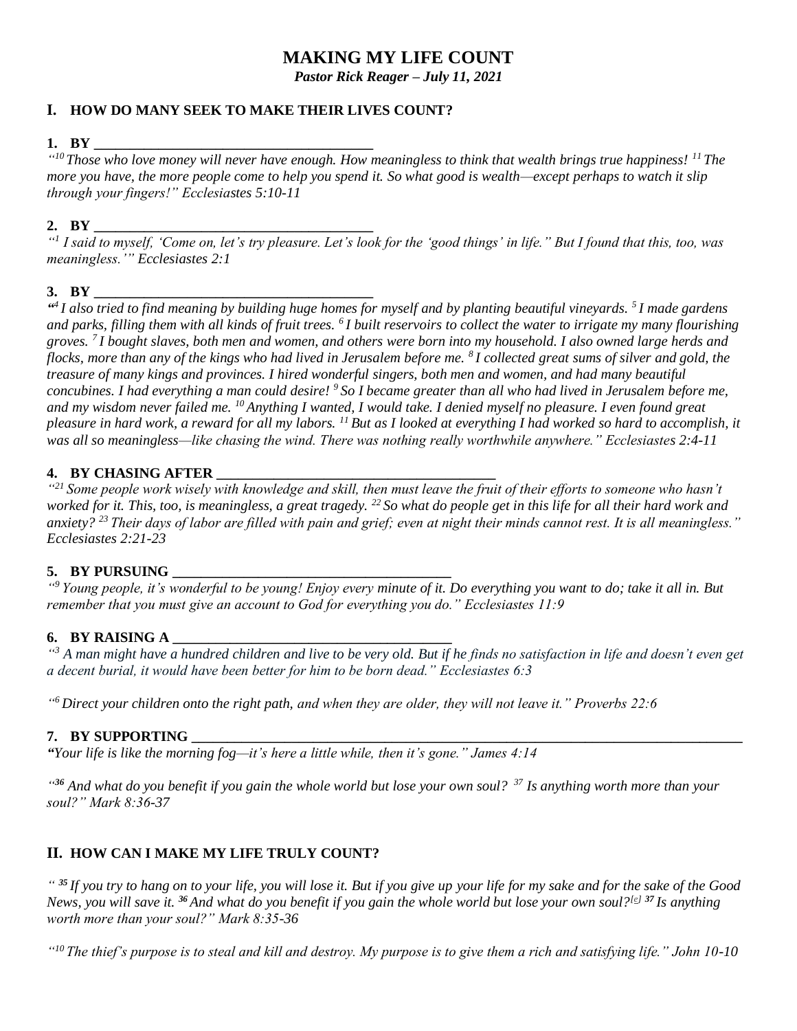# MAKING MY LIFE COUNT

***Pastor Rick Reager – July 11, 2021***

## I. HOW DO MANY SEEK TO MAKE THEIR LIVES COUNT?

**1. BY \_\_\_\_\_\_\_\_\_\_\_\_\_\_\_\_\_\_\_\_\_\_\_\_\_\_\_\_\_\_\_\_\_\_\_\_\_\_\_\_**

*"[10] Those who love money will never have enough. How meaningless to think that wealth brings true happiness! [11] The more you have, the more people come to help you spend it. So what good is wealth—except perhaps to watch it slip through your fingers!" Ecclesiastes 5:10-11*

**2. BY \_\_\_\_\_\_\_\_\_\_\_\_\_\_\_\_\_\_\_\_\_\_\_\_\_\_\_\_\_\_\_\_\_\_\_\_\_\_\_\_**

*"[1] I said to myself, 'Come on, let's try pleasure. Let's look for the 'good things' in life." But I found that this, too, was meaningless.'" Ecclesiastes 2:1*

**3. BY \_\_\_\_\_\_\_\_\_\_\_\_\_\_\_\_\_\_\_\_\_\_\_\_\_\_\_\_\_\_\_\_\_\_\_\_\_\_\_\_**

*"[4] I also tried to find meaning by building huge homes for myself and by planting beautiful vineyards. [5] I made gardens and parks, filling them with all kinds of fruit trees. [6] I built reservoirs to collect the water to irrigate my many flourishing groves. [7] I bought slaves, both men and women, and others were born into my household. I also owned large herds and flocks, more than any of the kings who had lived in Jerusalem before me. [8] I collected great sums of silver and gold, the treasure of many kings and provinces. I hired wonderful singers, both men and women, and had many beautiful concubines. I had everything a man could desire! [9] So I became greater than all who had lived in Jerusalem before me, and my wisdom never failed me. [10] Anything I wanted, I would take. I denied myself no pleasure. I even found great pleasure in hard work, a reward for all my labors. [11] But as I looked at everything I had worked so hard to accomplish, it was all so meaningless—like chasing the wind. There was nothing really worthwhile anywhere." Ecclesiastes 2:4-11*

**4. BY CHASING AFTER \_\_\_\_\_\_\_\_\_\_\_\_\_\_\_\_\_\_\_\_\_\_\_\_\_\_\_\_\_\_\_\_\_\_\_\_\_\_\_\_**

*"[21] Some people work wisely with knowledge and skill, then must leave the fruit of their efforts to someone who hasn't worked for it. This, too, is meaningless, a great tragedy. [22] So what do people get in this life for all their hard work and anxiety? [23] Their days of labor are filled with pain and grief; even at night their minds cannot rest. It is all meaningless." Ecclesiastes 2:21-23*

**5. BY PURSUING \_\_\_\_\_\_\_\_\_\_\_\_\_\_\_\_\_\_\_\_\_\_\_\_\_\_\_\_\_\_\_\_\_\_\_\_\_\_\_\_**

*"[9] Young people, it's wonderful to be young! Enjoy every minute of it. Do everything you want to do; take it all in. But remember that you must give an account to God for everything you do." Ecclesiastes 11:9*

**6. BY RAISING A \_\_\_\_\_\_\_\_\_\_\_\_\_\_\_\_\_\_\_\_\_\_\_\_\_\_\_\_\_\_\_\_\_\_\_\_\_\_\_\_**

*"[3] A man might have a hundred children and live to be very old. But if he finds no satisfaction in life and doesn't even get a decent burial, it would have been better for him to be born dead." Ecclesiastes 6:3*

*"[6] Direct your children onto the right path, and when they are older, they will not leave it." Proverbs 22:6*

**7. BY SUPPORTING \_\_\_\_\_\_\_\_\_\_\_\_\_\_\_\_\_\_\_\_\_\_\_\_\_\_\_\_\_\_\_\_\_\_\_\_\_\_\_\_\_\_\_\_\_\_\_\_\_\_\_\_\_\_\_\_\_\_\_\_\_\_\_\_\_\_\_\_\_\_\_\_\_\_\_\_\_\_\_\_**

*"Your life is like the morning fog—it's here a little while, then it's gone." James 4:14*

*"[36] And what do you benefit if you gain the whole world but lose your own soul? [37] Is anything worth more than your soul?" Mark 8:36-37*

## II. HOW CAN I MAKE MY LIFE TRULY COUNT?

*" [35] If you try to hang on to your life, you will lose it. But if you give up your life for my sake and for the sake of the Good News, you will save it. [36] And what do you benefit if you gain the whole world but lose your own soul?[e] [37] Is anything worth more than your soul?" Mark 8:35-36*

*"[10] The thief's purpose is to steal and kill and destroy. My purpose is to give them a rich and satisfying life." John 10-10*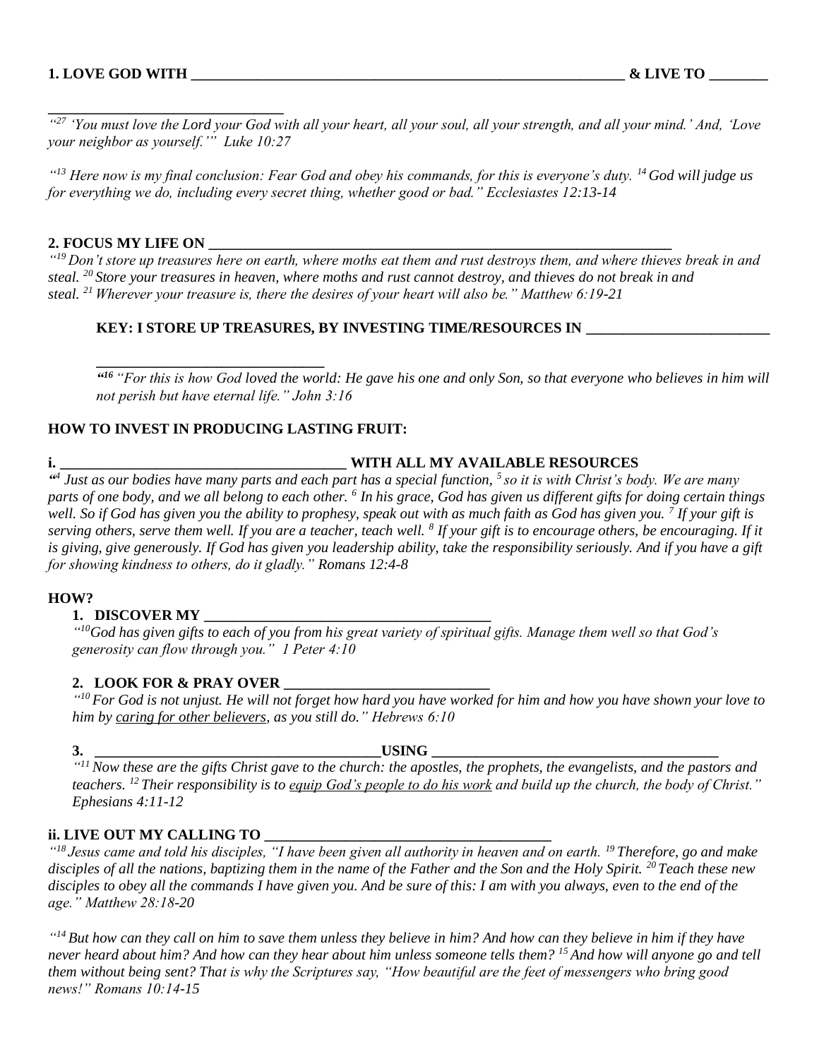**1. LOVE GOD WITH ______________________________________________________________ & LIVE TO ________ __________________________________**

*"[27] 'You must love the Lord your God with all your heart, all your soul, all your strength, and all your mind.' And, 'Love your neighbor as yourself.'" Luke 10:27*

*"[13] Here now is my final conclusion: Fear God and obey his commands, for this is everyone's duty. [14] God will judge us for everything we do, including every secret thing, whether good or bad." Ecclesiastes 12:13-14*

**2. FOCUS MY LIFE ON ____________________________________________________________________**

*"[19] Don't store up treasures here on earth, where moths eat them and rust destroys them, and where thieves break in and steal. [20] Store your treasures in heaven, where moths and rust cannot destroy, and thieves do not break in and steal. [21] Wherever your treasure is, there the desires of your heart will also be." Matthew 6:19-21*

**KEY: I STORE UP TREASURES, BY INVESTING TIME/RESOURCES IN __________________________ _______________________________**

*"[16] "For this is how God loved the world: He gave his one and only Son, so that everyone who believes in him will not perish but have eternal life." John 3:16*

**HOW TO INVEST IN PRODUCING LASTING FRUIT:**

**i. __________________________________________ WITH ALL MY AVAILABLE RESOURCES**

*"[4] Just as our bodies have many parts and each part has a special function, [5] so it is with Christ's body. We are many parts of one body, and we all belong to each other. [6] In his grace, God has given us different gifts for doing certain things well. So if God has given you the ability to prophesy, speak out with as much faith as God has given you. [7] If your gift is serving others, serve them well. If you are a teacher, teach well. [8] If your gift is to encourage others, be encouraging. If it is giving, give generously. If God has given you leadership ability, take the responsibility seriously. And if you have a gift for showing kindness to others, do it gladly." Romans 12:4-8*

**HOW?**

1. **DISCOVER MY ________________________________________**

   *"[10] God has given gifts to each of you from his great variety of spiritual gifts. Manage them well so that God's generosity can flow through you." 1 Peter 4:10*

2. **LOOK FOR & PRAY OVER ____________________________**

   *"[10] For God is not unjust. He will not forget how hard you have worked for him and how you have shown your love to him by caring for other believers, as you still do." Hebrews 6:10*

3. **________________________________________USING ________________________________________**

   *"[11] Now these are the gifts Christ gave to the church: the apostles, the prophets, the evangelists, and the pastors and teachers. [12] Their responsibility is to equip God's people to do his work and build up the church, the body of Christ." Ephesians 4:11-12*

**ii. LIVE OUT MY CALLING TO ________________________________________**

*"[18] Jesus came and told his disciples, "I have been given all authority in heaven and on earth. [19] Therefore, go and make disciples of all the nations, baptizing them in the name of the Father and the Son and the Holy Spirit. [20] Teach these new disciples to obey all the commands I have given you. And be sure of this: I am with you always, even to the end of the age." Matthew 28:18-20*

*"[14] But how can they call on him to save them unless they believe in him? And how can they believe in him if they have never heard about him? And how can they hear about him unless someone tells them? [15] And how will anyone go and tell them without being sent? That is why the Scriptures say, "How beautiful are the feet of messengers who bring good news!" Romans 10:14-15*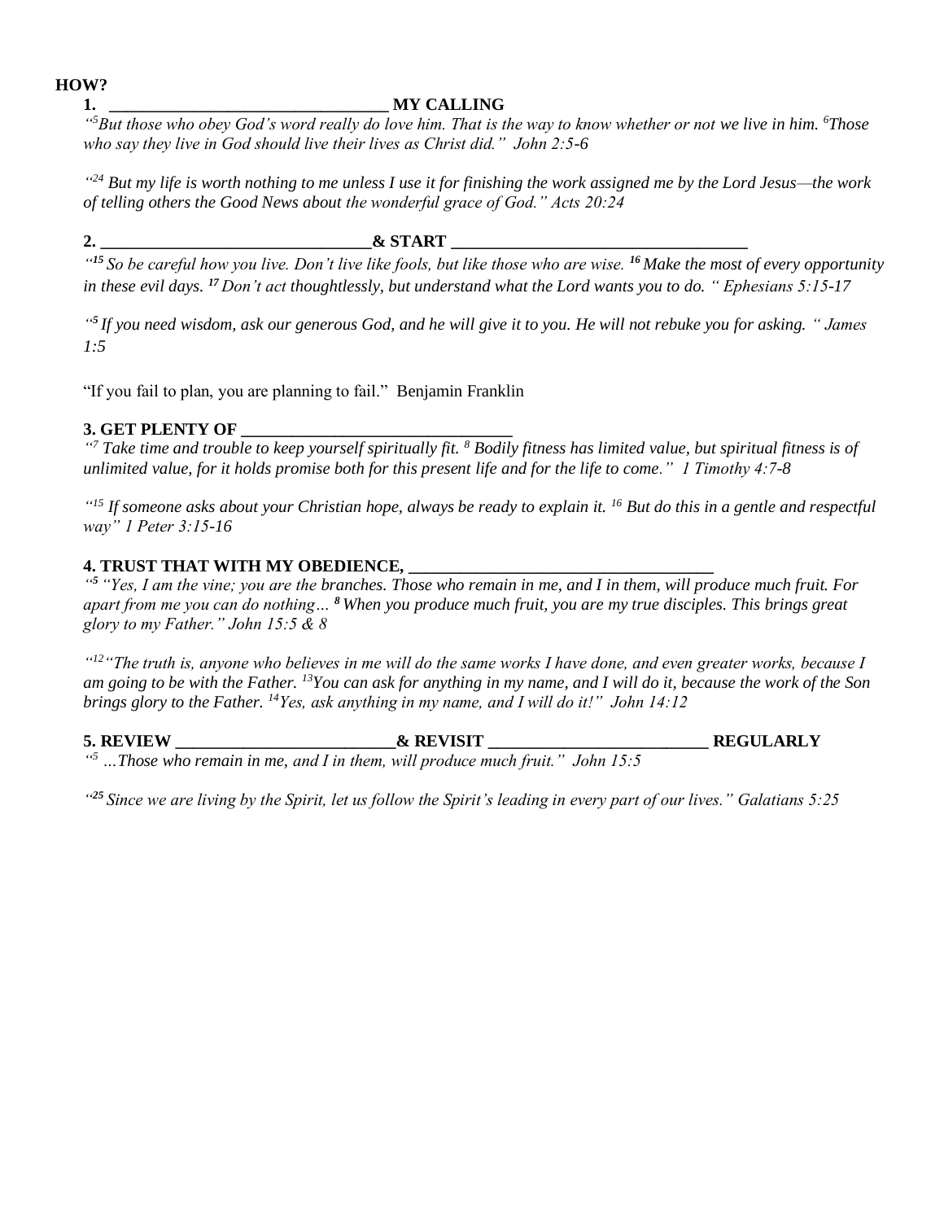**HOW?**

**1. ________________________________ MY CALLING**

*"[5]But those who obey God's word really do love him. That is the way to know whether or not we live in him. [6]Those who say they live in God should live their lives as Christ did." John 2:5-6*

*"[24] But my life is worth nothing to me unless I use it for finishing the work assigned me by the Lord Jesus—the work of telling others the Good News about the wonderful grace of God." Acts 20:24*

**2. ________________________________& START ___________________________________**

*"[15] So be careful how you live. Don't live like fools, but like those who are wise. [16] Make the most of every opportunity in these evil days. [17] Don't act thoughtlessly, but understand what the Lord wants you to do. " Ephesians 5:15-17*

*"[5] If you need wisdom, ask our generous God, and he will give it to you. He will not rebuke you for asking. " James 1:5*

"If you fail to plan, you are planning to fail." Benjamin Franklin

**3. GET PLENTY OF ________________________________**

*"[7] Take time and trouble to keep yourself spiritually fit. [8] Bodily fitness has limited value, but spiritual fitness is of unlimited value, for it holds promise both for this present life and for the life to come." 1 Timothy 4:7-8*

*"[15] If someone asks about your Christian hope, always be ready to explain it. [16] But do this in a gentle and respectful way" 1 Peter 3:15-16*

**4. TRUST THAT WITH MY OBEDIENCE, ___________________________________**

*"[5] "Yes, I am the vine; you are the branches. Those who remain in me, and I in them, will produce much fruit. For apart from me you can do nothing… [8] When you produce much fruit, you are my true disciples. This brings great glory to my Father." John 15:5 & 8*

*"[12]"The truth is, anyone who believes in me will do the same works I have done, and even greater works, because I am going to be with the Father. [13]You can ask for anything in my name, and I will do it, because the work of the Son brings glory to the Father. [14]Yes, ask anything in my name, and I will do it!" John 14:12*

**5. REVIEW __________________________& REVISIT __________________________ REGULARLY**

*"[5] …Those who remain in me, and I in them, will produce much fruit." John 15:5*

*"[25] Since we are living by the Spirit, let us follow the Spirit's leading in every part of our lives." Galatians 5:25*